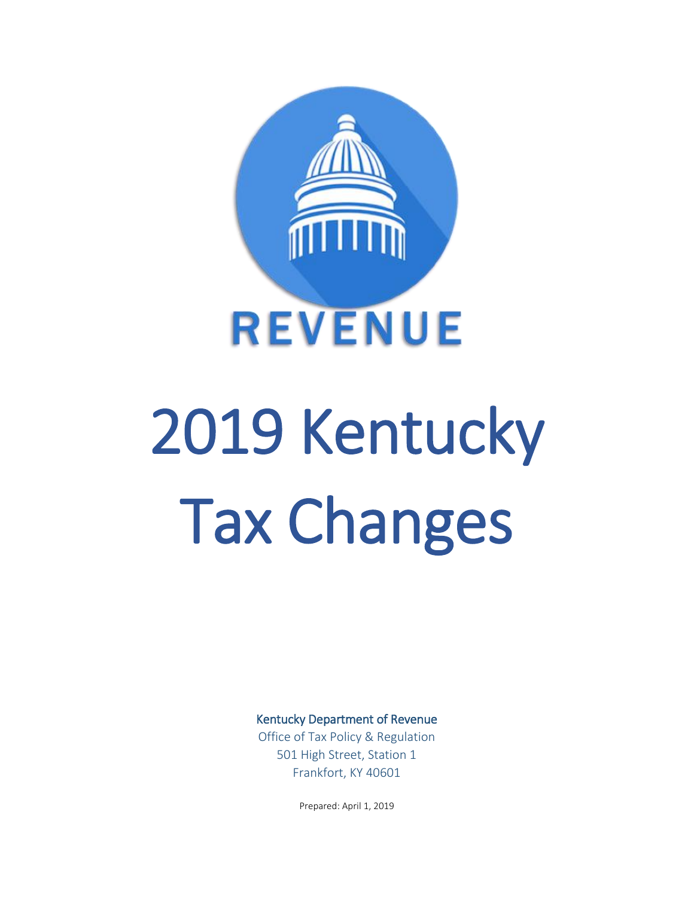REVENUE

# 2019 Kentucky Tax Changes

Kentucky Department of Revenue

Office of Tax Policy & Regulation

501 High Street, Station 1

Frankfort, KY 40601

Prepared: April 1, 2019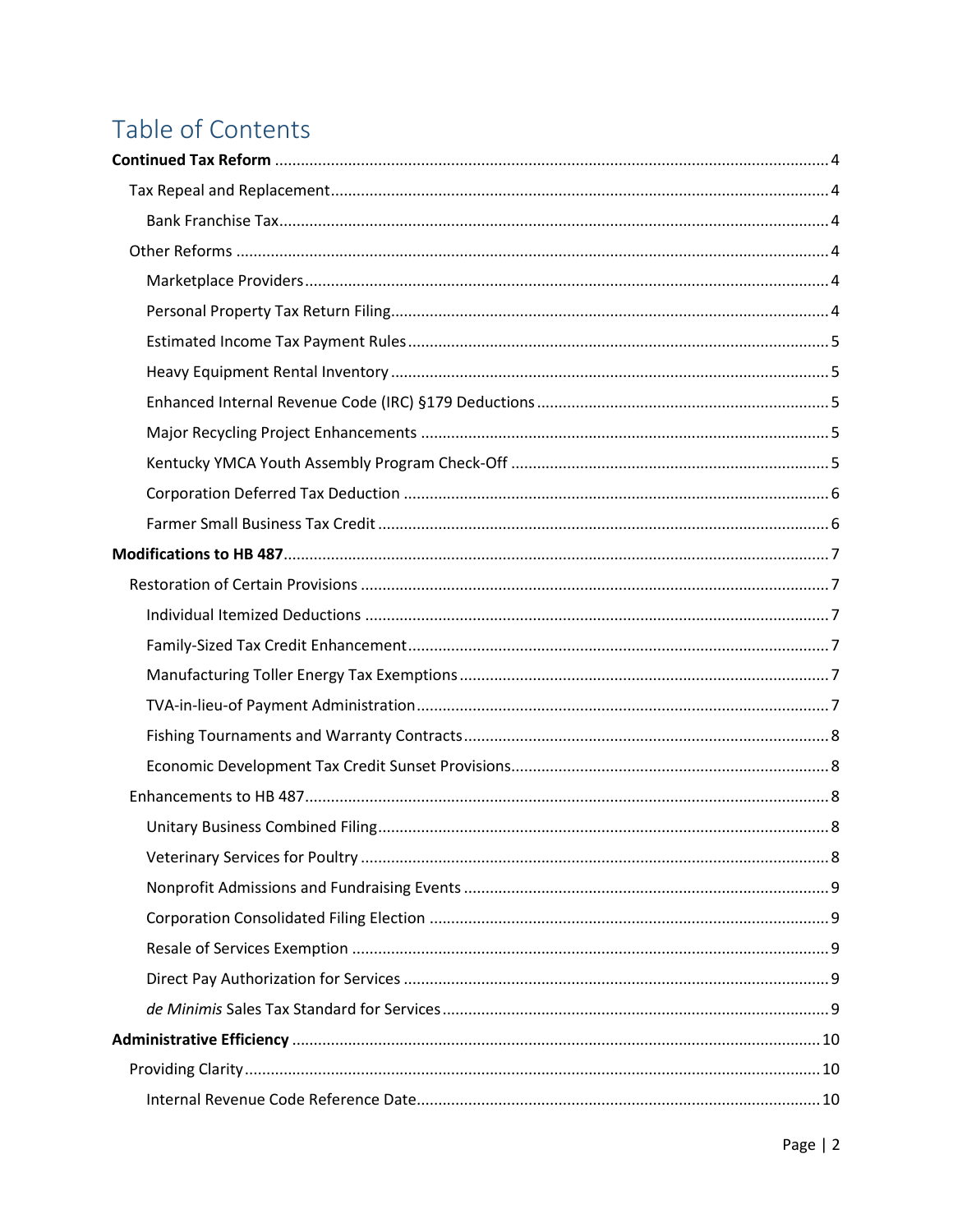# Table of Contents

**Continued Tax Reform** ..... 4

- Tax Repeal and Replacement ..... 4
  - Bank Franchise Tax ..... 4
- Other Reforms ..... 4
  - Marketplace Providers ..... 4
  - Personal Property Tax Return Filing ..... 4
  - Estimated Income Tax Payment Rules ..... 5
  - Heavy Equipment Rental Inventory ..... 5
  - Enhanced Internal Revenue Code (IRC) §179 Deductions ..... 5
  - Major Recycling Project Enhancements ..... 5
  - Kentucky YMCA Youth Assembly Program Check-Off ..... 5
  - Corporation Deferred Tax Deduction ..... 6
  - Farmer Small Business Tax Credit ..... 6

**Modifications to HB 487** ..... 7

- Restoration of Certain Provisions ..... 7
  - Individual Itemized Deductions ..... 7
  - Family-Sized Tax Credit Enhancement ..... 7
  - Manufacturing Toller Energy Tax Exemptions ..... 7
  - TVA-in-lieu-of Payment Administration ..... 7
  - Fishing Tournaments and Warranty Contracts ..... 8
  - Economic Development Tax Credit Sunset Provisions ..... 8
- Enhancements to HB 487 ..... 8
  - Unitary Business Combined Filing ..... 8
  - Veterinary Services for Poultry ..... 8
  - Nonprofit Admissions and Fundraising Events ..... 9
  - Corporation Consolidated Filing Election ..... 9
  - Resale of Services Exemption ..... 9
  - Direct Pay Authorization for Services ..... 9
  - *de Minimis* Sales Tax Standard for Services ..... 9

**Administrative Efficiency** ..... 10

- Providing Clarity ..... 10
  - Internal Revenue Code Reference Date ..... 10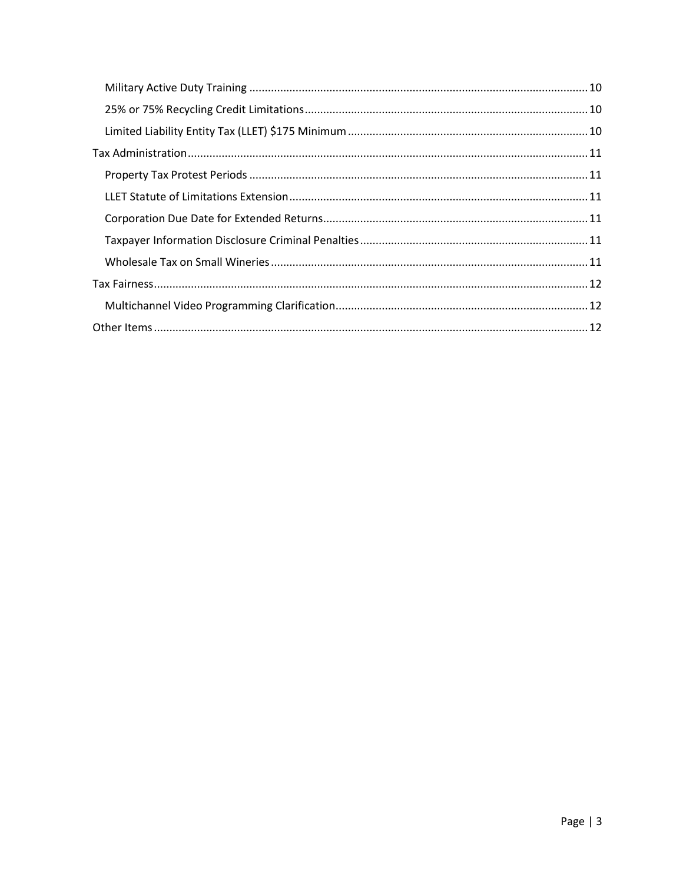- Military Active Duty Training ..... 10
- 25% or 75% Recycling Credit Limitations ..... 10
- Limited Liability Entity Tax (LLET) $175 Minimum ..... 10

Tax Administration ..... 11

- Property Tax Protest Periods ..... 11
- LLET Statute of Limitations Extension ..... 11
- Corporation Due Date for Extended Returns ..... 11
- Taxpayer Information Disclosure Criminal Penalties ..... 11
- Wholesale Tax on Small Wineries ..... 11

Tax Fairness ..... 12

- Multichannel Video Programming Clarification ..... 12

Other Items ..... 12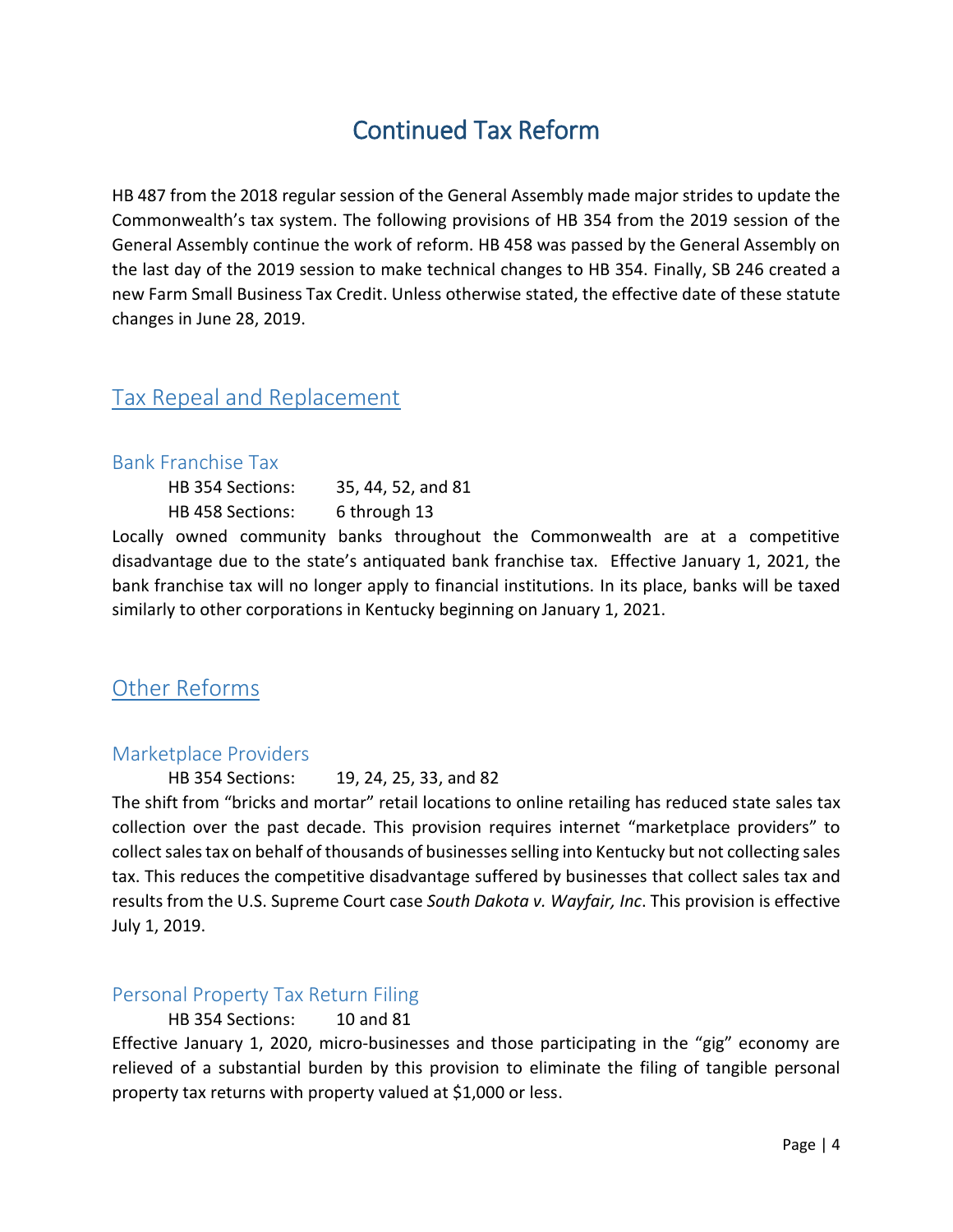# Continued Tax Reform

HB 487 from the 2018 regular session of the General Assembly made major strides to update the Commonwealth's tax system. The following provisions of HB 354 from the 2019 session of the General Assembly continue the work of reform. HB 458 was passed by the General Assembly on the last day of the 2019 session to make technical changes to HB 354. Finally, SB 246 created a new Farm Small Business Tax Credit. Unless otherwise stated, the effective date of these statute changes in June 28, 2019.

## Tax Repeal and Replacement

### Bank Franchise Tax

HB 354 Sections: 35, 44, 52, and 81
HB 458 Sections: 6 through 13

Locally owned community banks throughout the Commonwealth are at a competitive disadvantage due to the state's antiquated bank franchise tax. Effective January 1, 2021, the bank franchise tax will no longer apply to financial institutions. In its place, banks will be taxed similarly to other corporations in Kentucky beginning on January 1, 2021.

## Other Reforms

### Marketplace Providers

HB 354 Sections: 19, 24, 25, 33, and 82

The shift from "bricks and mortar" retail locations to online retailing has reduced state sales tax collection over the past decade. This provision requires internet "marketplace providers" to collect sales tax on behalf of thousands of businesses selling into Kentucky but not collecting sales tax. This reduces the competitive disadvantage suffered by businesses that collect sales tax and results from the U.S. Supreme Court case *South Dakota v. Wayfair, Inc*. This provision is effective July 1, 2019.

### Personal Property Tax Return Filing

HB 354 Sections: 10 and 81

Effective January 1, 2020, micro-businesses and those participating in the "gig" economy are relieved of a substantial burden by this provision to eliminate the filing of tangible personal property tax returns with property valued at $1,000 or less.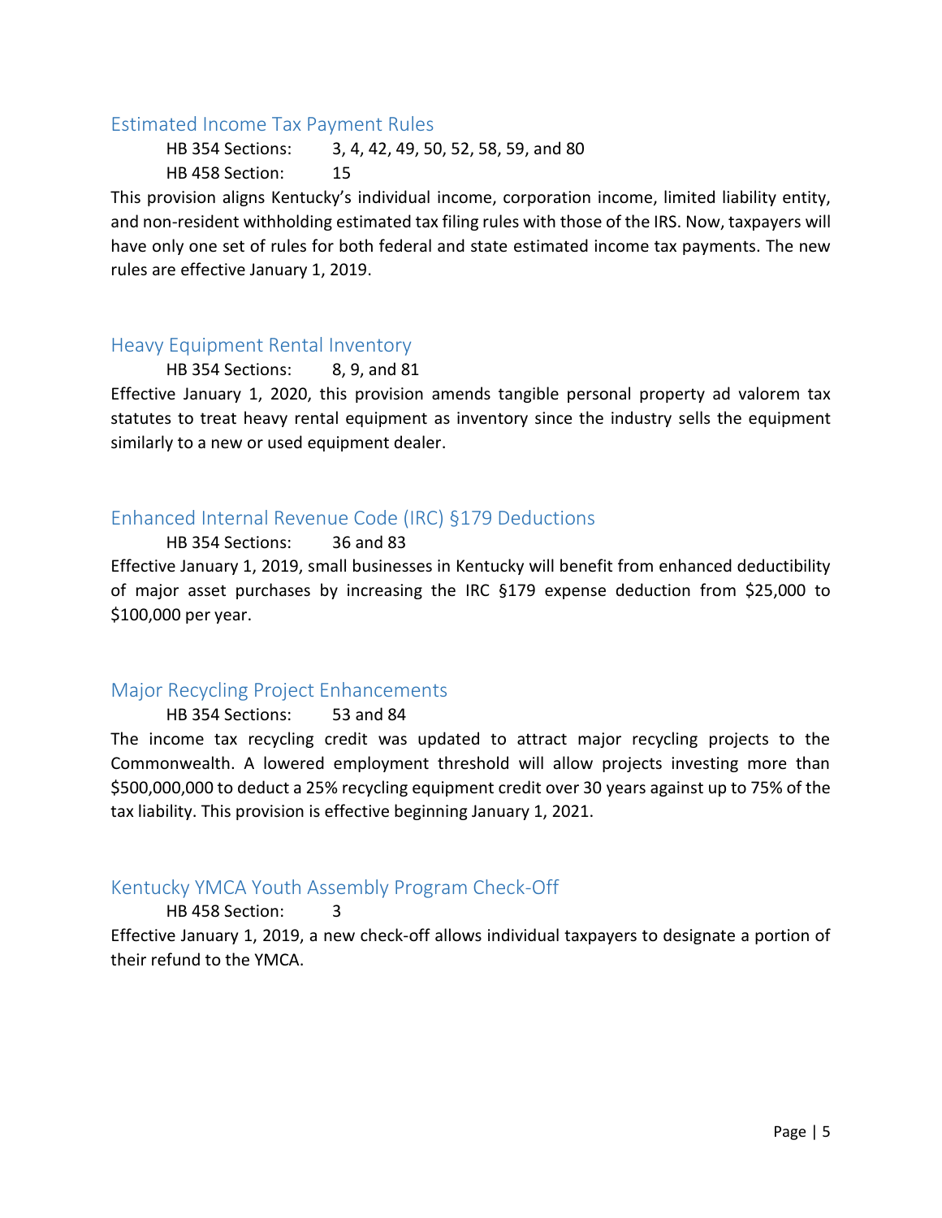## Estimated Income Tax Payment Rules

HB 354 Sections: 3, 4, 42, 49, 50, 52, 58, 59, and 80

HB 458 Section: 15

This provision aligns Kentucky's individual income, corporation income, limited liability entity, and non-resident withholding estimated tax filing rules with those of the IRS. Now, taxpayers will have only one set of rules for both federal and state estimated income tax payments. The new rules are effective January 1, 2019.

## Heavy Equipment Rental Inventory

HB 354 Sections: 8, 9, and 81

Effective January 1, 2020, this provision amends tangible personal property ad valorem tax statutes to treat heavy rental equipment as inventory since the industry sells the equipment similarly to a new or used equipment dealer.

## Enhanced Internal Revenue Code (IRC) §179 Deductions

HB 354 Sections: 36 and 83

Effective January 1, 2019, small businesses in Kentucky will benefit from enhanced deductibility of major asset purchases by increasing the IRC §179 expense deduction from $25,000 to $100,000 per year.

## Major Recycling Project Enhancements

HB 354 Sections: 53 and 84

The income tax recycling credit was updated to attract major recycling projects to the Commonwealth. A lowered employment threshold will allow projects investing more than $500,000,000 to deduct a 25% recycling equipment credit over 30 years against up to 75% of the tax liability. This provision is effective beginning January 1, 2021.

## Kentucky YMCA Youth Assembly Program Check-Off

HB 458 Section: 3

Effective January 1, 2019, a new check-off allows individual taxpayers to designate a portion of their refund to the YMCA.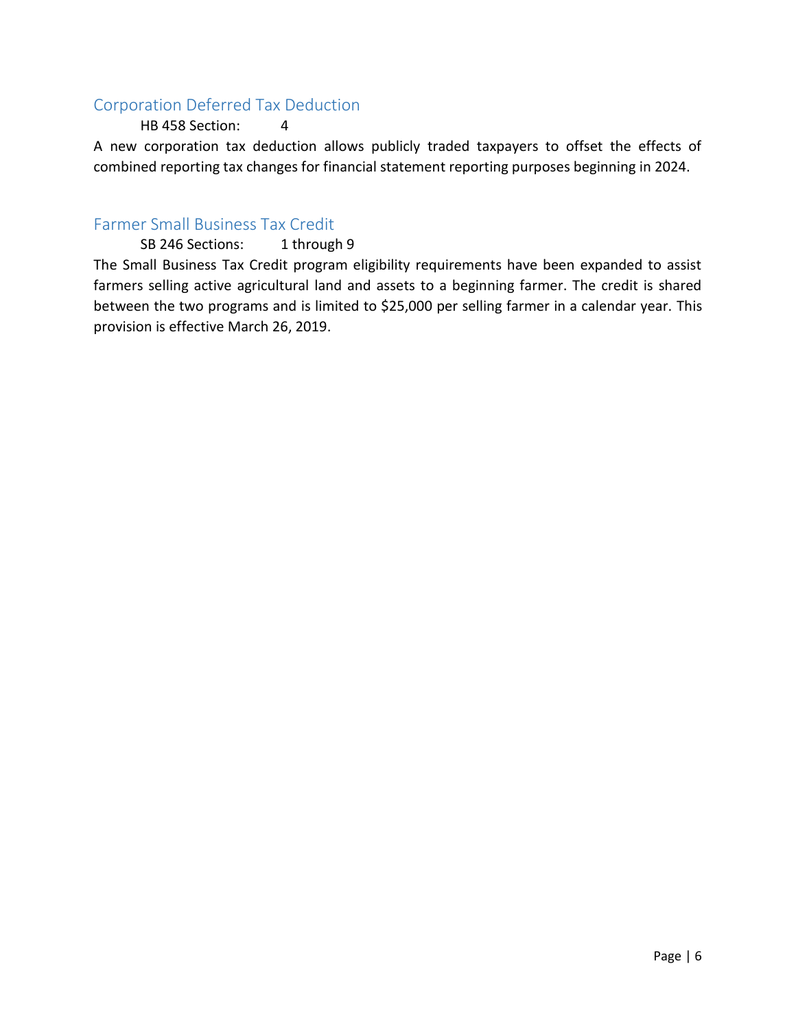## Corporation Deferred Tax Deduction

HB 458 Section: 4

A new corporation tax deduction allows publicly traded taxpayers to offset the effects of combined reporting tax changes for financial statement reporting purposes beginning in 2024.

## Farmer Small Business Tax Credit

SB 246 Sections: 1 through 9

The Small Business Tax Credit program eligibility requirements have been expanded to assist farmers selling active agricultural land and assets to a beginning farmer. The credit is shared between the two programs and is limited to $25,000 per selling farmer in a calendar year. This provision is effective March 26, 2019.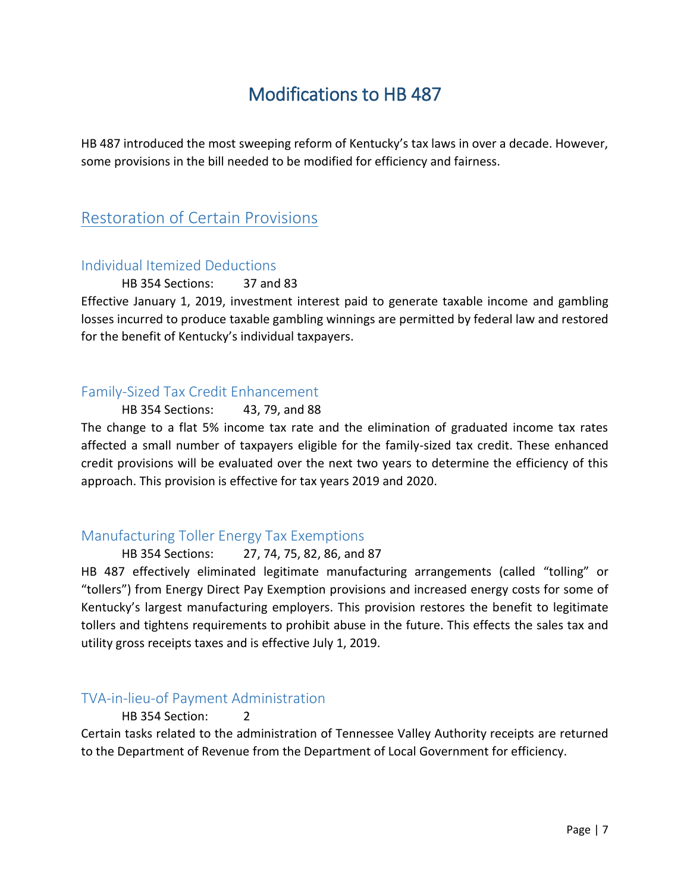# Modifications to HB 487

HB 487 introduced the most sweeping reform of Kentucky's tax laws in over a decade. However, some provisions in the bill needed to be modified for efficiency and fairness.

## Restoration of Certain Provisions

### Individual Itemized Deductions

HB 354 Sections: 37 and 83

Effective January 1, 2019, investment interest paid to generate taxable income and gambling losses incurred to produce taxable gambling winnings are permitted by federal law and restored for the benefit of Kentucky's individual taxpayers.

### Family-Sized Tax Credit Enhancement

HB 354 Sections: 43, 79, and 88

The change to a flat 5% income tax rate and the elimination of graduated income tax rates affected a small number of taxpayers eligible for the family-sized tax credit. These enhanced credit provisions will be evaluated over the next two years to determine the efficiency of this approach. This provision is effective for tax years 2019 and 2020.

### Manufacturing Toller Energy Tax Exemptions

HB 354 Sections: 27, 74, 75, 82, 86, and 87

HB 487 effectively eliminated legitimate manufacturing arrangements (called "tolling" or "tollers") from Energy Direct Pay Exemption provisions and increased energy costs for some of Kentucky's largest manufacturing employers. This provision restores the benefit to legitimate tollers and tightens requirements to prohibit abuse in the future. This effects the sales tax and utility gross receipts taxes and is effective July 1, 2019.

### TVA-in-lieu-of Payment Administration

HB 354 Section: 2

Certain tasks related to the administration of Tennessee Valley Authority receipts are returned to the Department of Revenue from the Department of Local Government for efficiency.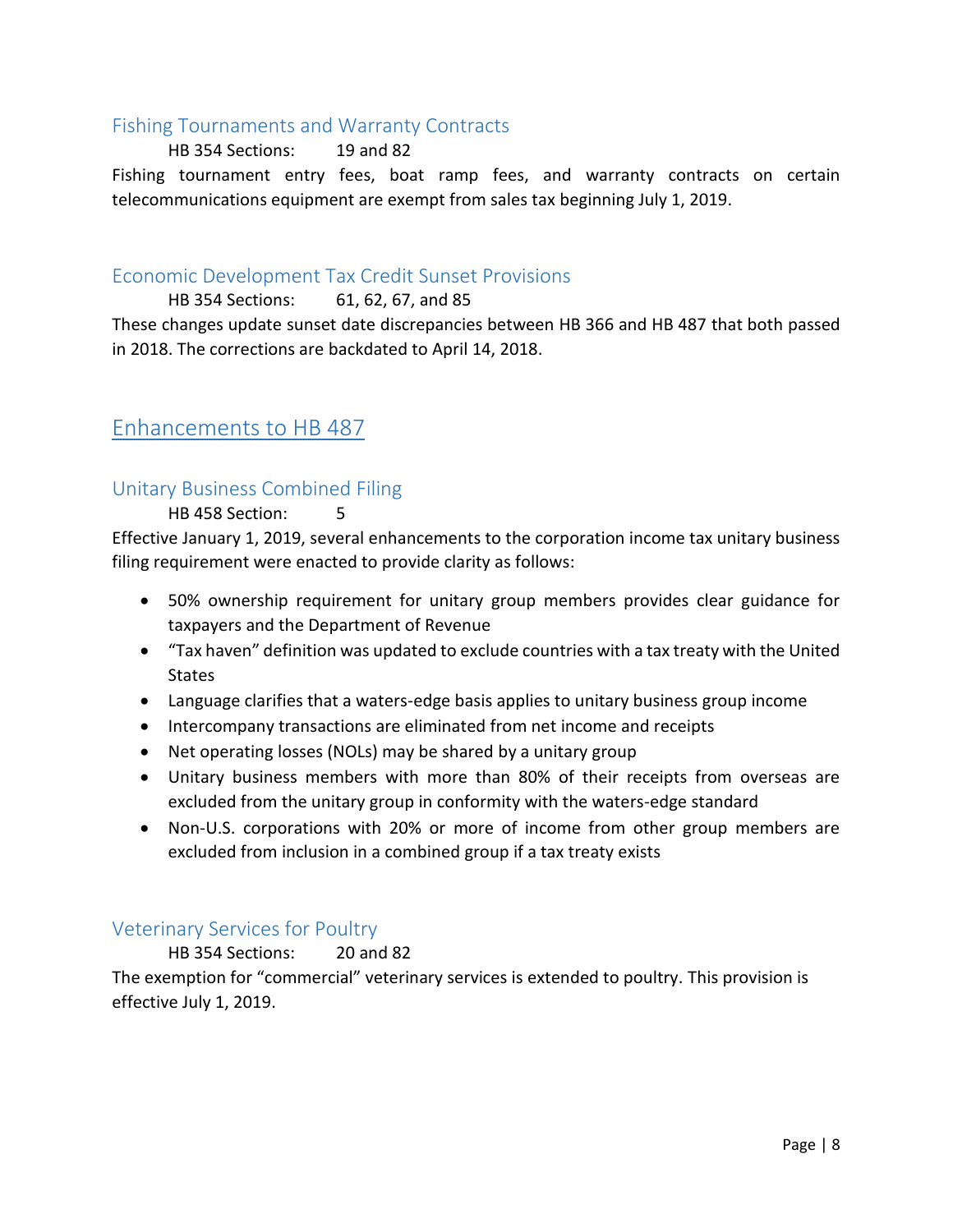### Fishing Tournaments and Warranty Contracts

HB 354 Sections: 19 and 82

Fishing tournament entry fees, boat ramp fees, and warranty contracts on certain telecommunications equipment are exempt from sales tax beginning July 1, 2019.

### Economic Development Tax Credit Sunset Provisions

HB 354 Sections: 61, 62, 67, and 85

These changes update sunset date discrepancies between HB 366 and HB 487 that both passed in 2018. The corrections are backdated to April 14, 2018.

## Enhancements to HB 487

### Unitary Business Combined Filing

HB 458 Section: 5

Effective January 1, 2019, several enhancements to the corporation income tax unitary business filing requirement were enacted to provide clarity as follows:

- 50% ownership requirement for unitary group members provides clear guidance for taxpayers and the Department of Revenue
- "Tax haven" definition was updated to exclude countries with a tax treaty with the United States
- Language clarifies that a waters-edge basis applies to unitary business group income
- Intercompany transactions are eliminated from net income and receipts
- Net operating losses (NOLs) may be shared by a unitary group
- Unitary business members with more than 80% of their receipts from overseas are excluded from the unitary group in conformity with the waters-edge standard
- Non-U.S. corporations with 20% or more of income from other group members are excluded from inclusion in a combined group if a tax treaty exists

### Veterinary Services for Poultry

HB 354 Sections: 20 and 82

The exemption for "commercial" veterinary services is extended to poultry. This provision is effective July 1, 2019.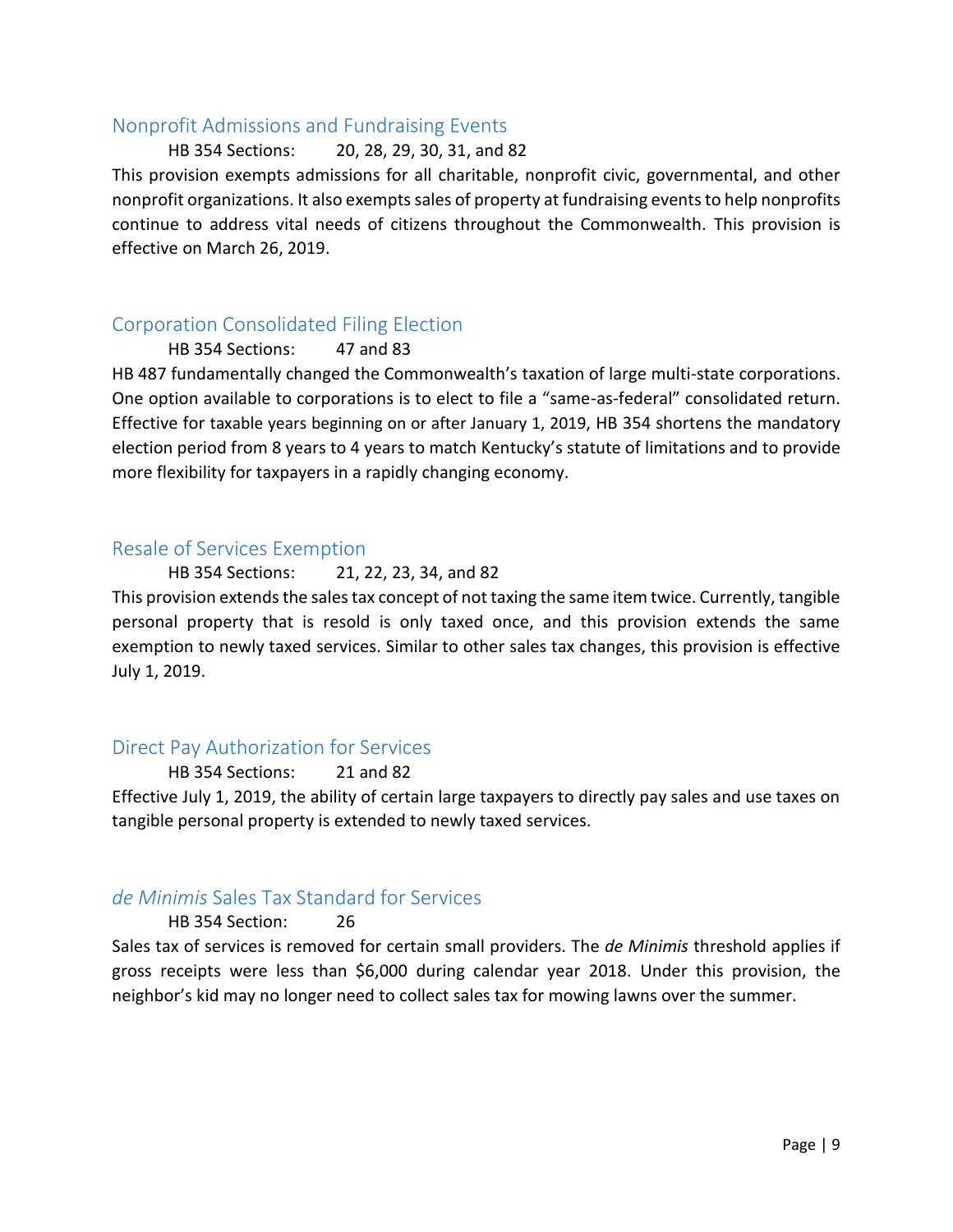## Nonprofit Admissions and Fundraising Events

HB 354 Sections: 20, 28, 29, 30, 31, and 82

This provision exempts admissions for all charitable, nonprofit civic, governmental, and other nonprofit organizations. It also exempts sales of property at fundraising events to help nonprofits continue to address vital needs of citizens throughout the Commonwealth. This provision is effective on March 26, 2019.

## Corporation Consolidated Filing Election

HB 354 Sections: 47 and 83

HB 487 fundamentally changed the Commonwealth's taxation of large multi-state corporations. One option available to corporations is to elect to file a "same-as-federal" consolidated return. Effective for taxable years beginning on or after January 1, 2019, HB 354 shortens the mandatory election period from 8 years to 4 years to match Kentucky's statute of limitations and to provide more flexibility for taxpayers in a rapidly changing economy.

## Resale of Services Exemption

HB 354 Sections: 21, 22, 23, 34, and 82

This provision extends the sales tax concept of not taxing the same item twice. Currently, tangible personal property that is resold is only taxed once, and this provision extends the same exemption to newly taxed services. Similar to other sales tax changes, this provision is effective July 1, 2019.

## Direct Pay Authorization for Services

HB 354 Sections: 21 and 82

Effective July 1, 2019, the ability of certain large taxpayers to directly pay sales and use taxes on tangible personal property is extended to newly taxed services.

## *de Minimis* Sales Tax Standard for Services

HB 354 Section: 26

Sales tax of services is removed for certain small providers. The *de Minimis* threshold applies if gross receipts were less than $6,000 during calendar year 2018. Under this provision, the neighbor's kid may no longer need to collect sales tax for mowing lawns over the summer.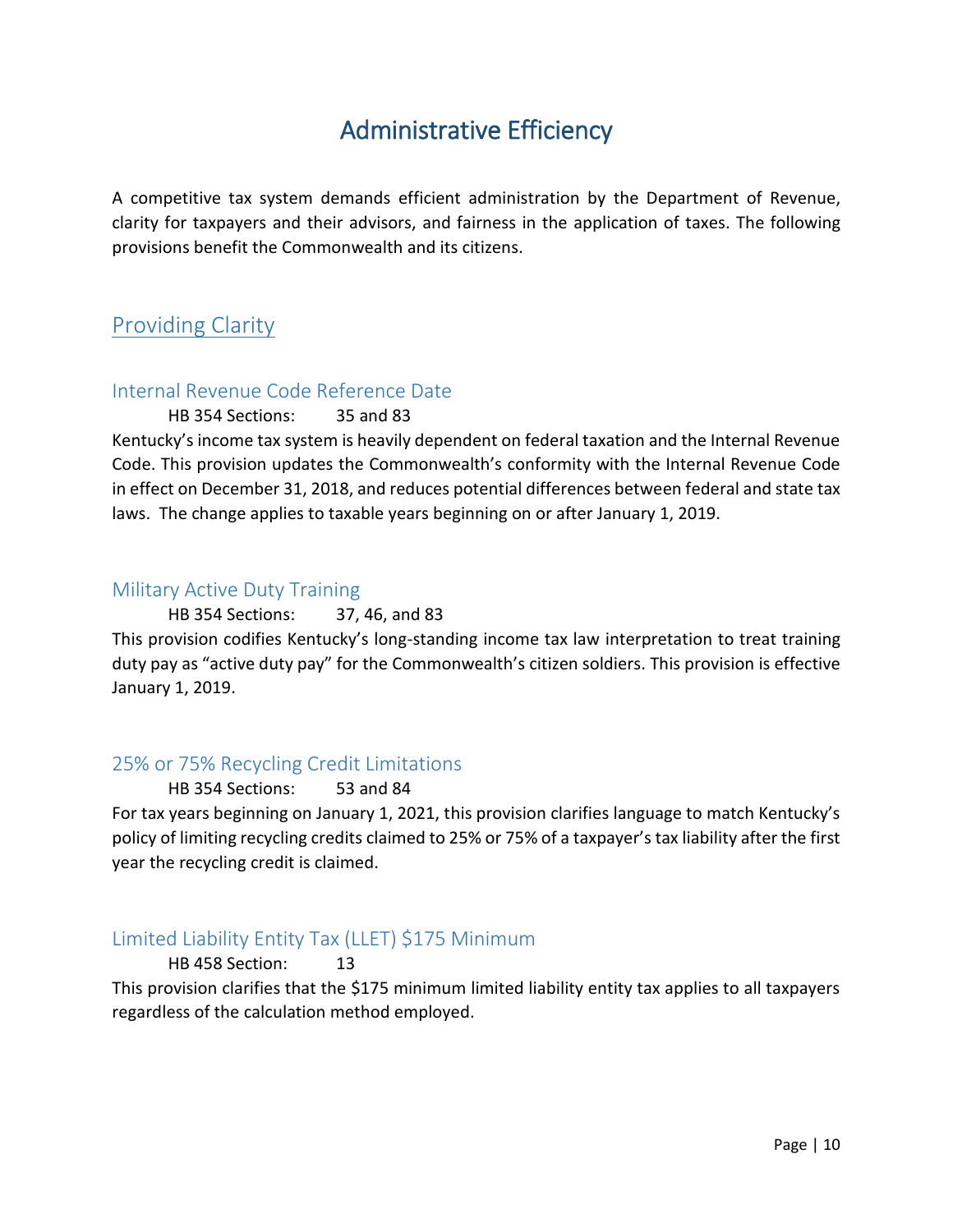# Administrative Efficiency

A competitive tax system demands efficient administration by the Department of Revenue, clarity for taxpayers and their advisors, and fairness in the application of taxes. The following provisions benefit the Commonwealth and its citizens.

## Providing Clarity

### Internal Revenue Code Reference Date

HB 354 Sections: 35 and 83

Kentucky's income tax system is heavily dependent on federal taxation and the Internal Revenue Code. This provision updates the Commonwealth's conformity with the Internal Revenue Code in effect on December 31, 2018, and reduces potential differences between federal and state tax laws. The change applies to taxable years beginning on or after January 1, 2019.

### Military Active Duty Training

HB 354 Sections: 37, 46, and 83

This provision codifies Kentucky's long-standing income tax law interpretation to treat training duty pay as "active duty pay" for the Commonwealth's citizen soldiers. This provision is effective January 1, 2019.

### 25% or 75% Recycling Credit Limitations

HB 354 Sections: 53 and 84

For tax years beginning on January 1, 2021, this provision clarifies language to match Kentucky's policy of limiting recycling credits claimed to 25% or 75% of a taxpayer's tax liability after the first year the recycling credit is claimed.

### Limited Liability Entity Tax (LLET) $175 Minimum

HB 458 Section: 13

This provision clarifies that the $175 minimum limited liability entity tax applies to all taxpayers regardless of the calculation method employed.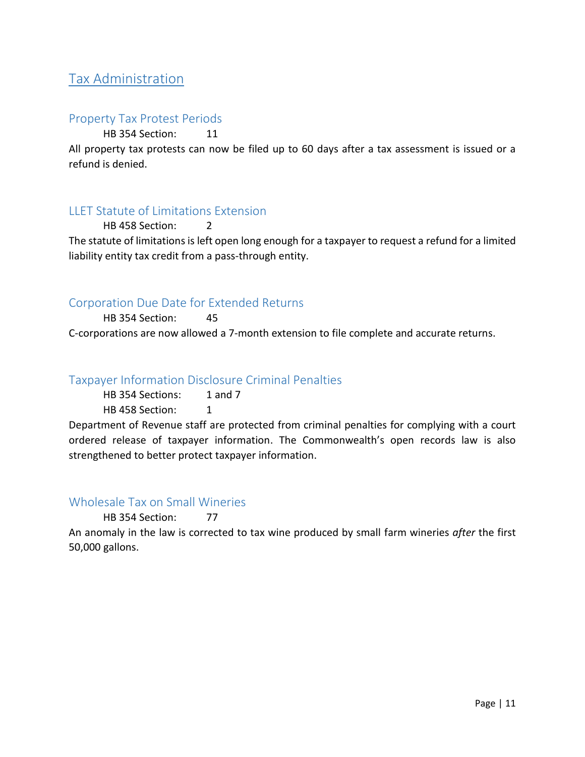# Tax Administration

## Property Tax Protest Periods

HB 354 Section: 11

All property tax protests can now be filed up to 60 days after a tax assessment is issued or a refund is denied.

## LLET Statute of Limitations Extension

HB 458 Section: 2

The statute of limitations is left open long enough for a taxpayer to request a refund for a limited liability entity tax credit from a pass-through entity.

## Corporation Due Date for Extended Returns

HB 354 Section: 45

C-corporations are now allowed a 7-month extension to file complete and accurate returns.

## Taxpayer Information Disclosure Criminal Penalties

HB 354 Sections: 1 and 7

HB 458 Section: 1

Department of Revenue staff are protected from criminal penalties for complying with a court ordered release of taxpayer information. The Commonwealth's open records law is also strengthened to better protect taxpayer information.

## Wholesale Tax on Small Wineries

HB 354 Section: 77

An anomaly in the law is corrected to tax wine produced by small farm wineries *after* the first 50,000 gallons.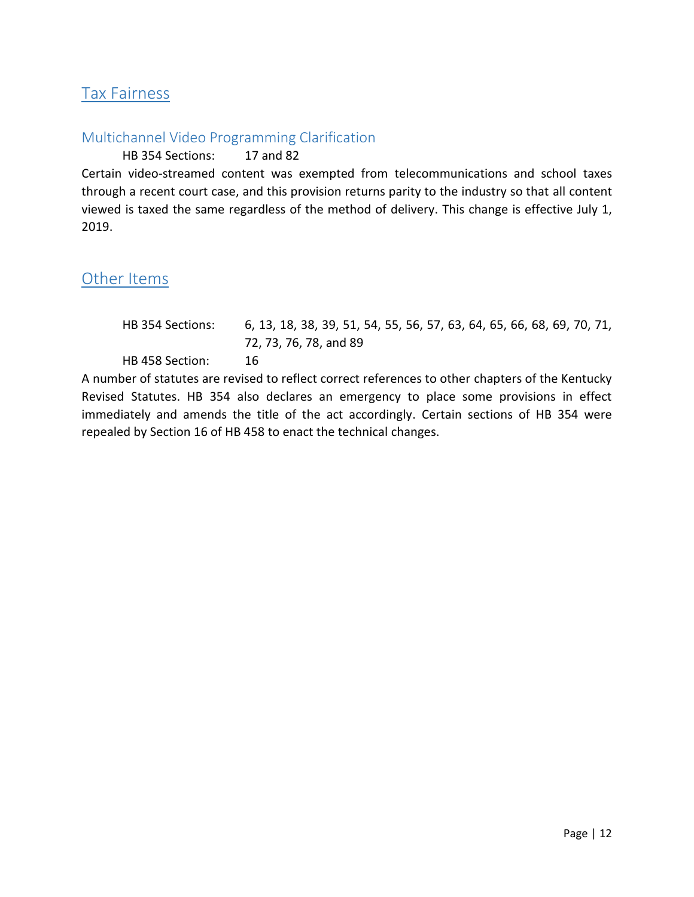## Tax Fairness

### Multichannel Video Programming Clarification

HB 354 Sections: 17 and 82

Certain video-streamed content was exempted from telecommunications and school taxes through a recent court case, and this provision returns parity to the industry so that all content viewed is taxed the same regardless of the method of delivery. This change is effective July 1, 2019.

## Other Items

HB 354 Sections: 6, 13, 18, 38, 39, 51, 54, 55, 56, 57, 63, 64, 65, 66, 68, 69, 70, 71, 72, 73, 76, 78, and 89

HB 458 Section: 16

A number of statutes are revised to reflect correct references to other chapters of the Kentucky Revised Statutes. HB 354 also declares an emergency to place some provisions in effect immediately and amends the title of the act accordingly. Certain sections of HB 354 were repealed by Section 16 of HB 458 to enact the technical changes.